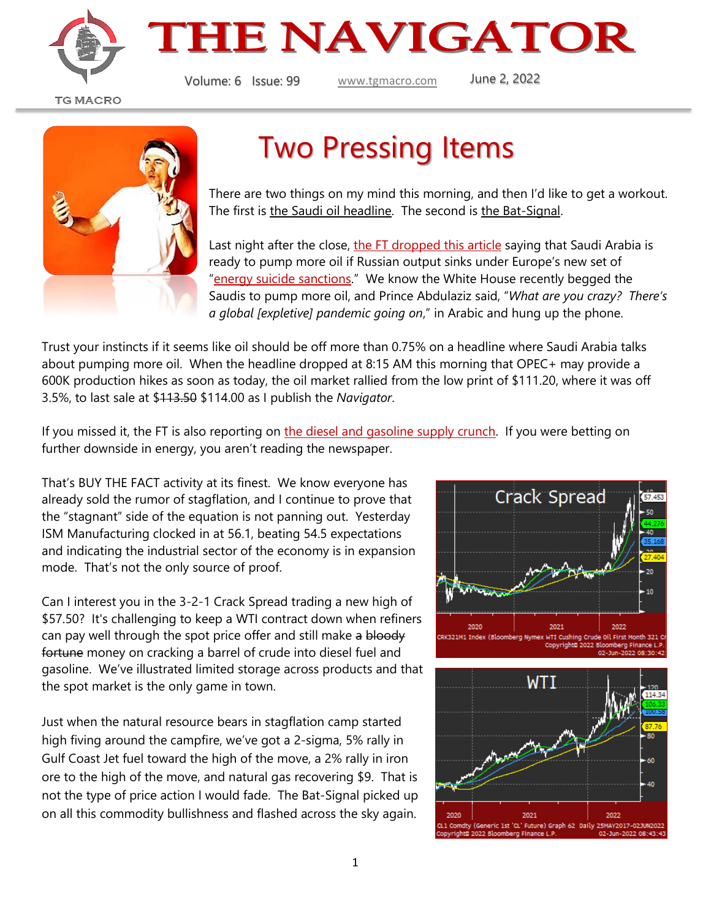# THE NAVIGATOR

TG MACRO

Volume: 6 Issue: 99 www.tgmacro.com June 2, 2022

## Two Pressing Items

There are two things on my mind this morning, and then I'd like to get a workout. The first is the Saudi oil headline. The second is the Bat-Signal.

Last night after the close, the FT dropped this article saying that Saudi Arabia is ready to pump more oil if Russian output sinks under Europe's new set of "energy suicide sanctions." We know the White House recently begged the Saudis to pump more oil, and Prince Abdulaziz said, "*What are you crazy? There's a global [expletive] pandemic going on*," in Arabic and hung up the phone.

Trust your instincts if it seems like oil should be off more than 0.75% on a headline where Saudi Arabia talks about pumping more oil. When the headline dropped at 8:15 AM this morning that OPEC+ may provide a 600K production hikes as soon as today, the oil market rallied from the low print of $111.20, where it was off 3.5%, to last sale at ~~$113.50~~ $114.00 as I publish the *Navigator*.

If you missed it, the FT is also reporting on the diesel and gasoline supply crunch. If you were betting on further downside in energy, you aren't reading the newspaper.

That's BUY THE FACT activity at its finest. We know everyone has already sold the rumor of stagflation, and I continue to prove that the "stagnant" side of the equation is not panning out. Yesterday ISM Manufacturing clocked in at 56.1, beating 54.5 expectations and indicating the industrial sector of the economy is in expansion mode. That's not the only source of proof.

Can I interest you in the 3-2-1 Crack Spread trading a new high of $57.50? It's challenging to keep a WTI contract down when refiners can pay well through the spot price offer and still make ~~a bloody fortune~~ money on cracking a barrel of crude into diesel fuel and gasoline. We've illustrated limited storage across products and that the spot market is the only game in town.

Just when the natural resource bears in stagflation camp started high fiving around the campfire, we've got a 2-sigma, 5% rally in Gulf Coast Jet fuel toward the high of the move, a 2% rally in iron ore to the high of the move, and natural gas recovering $9. That is not the type of price action I would fade. The Bat-Signal picked up on all this commodity bullishness and flashed across the sky again.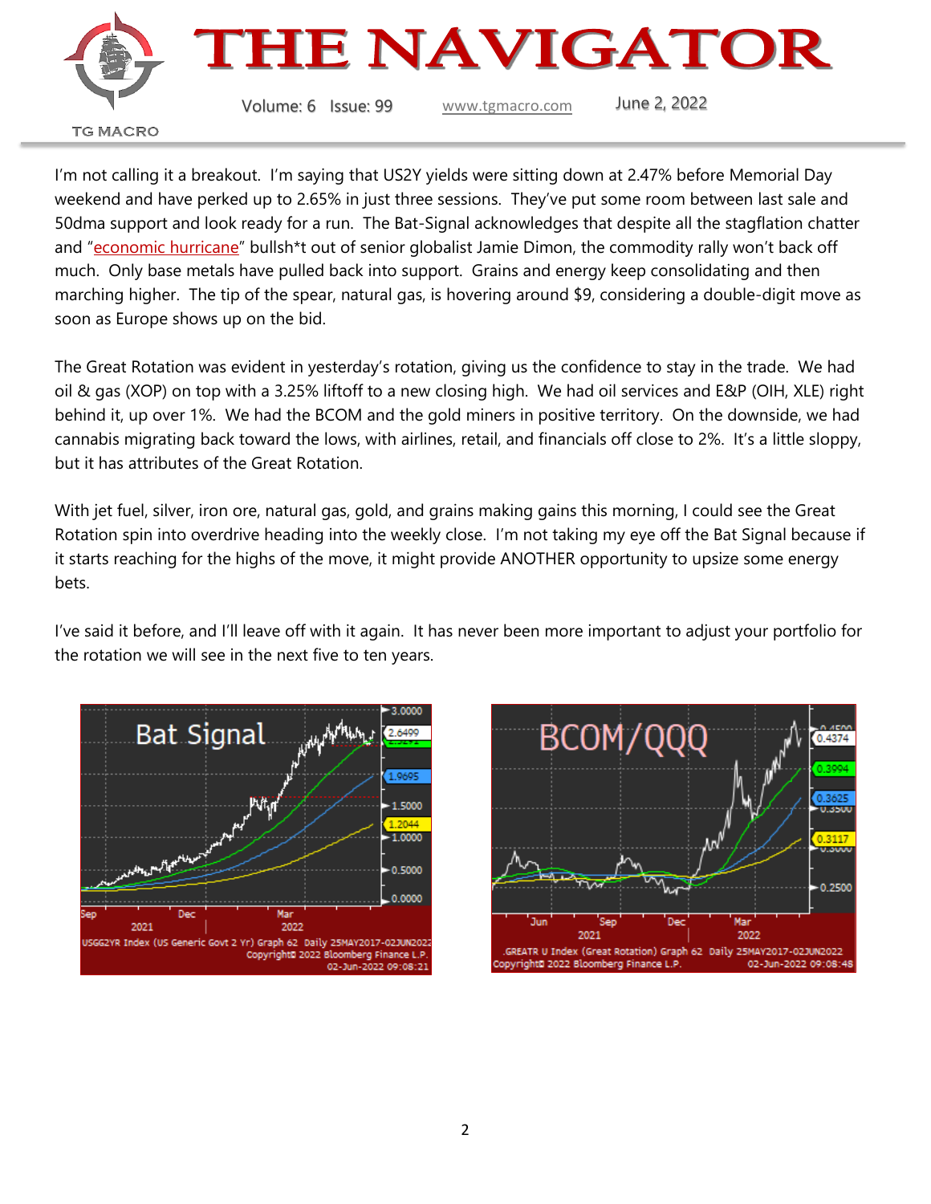I'm not calling it a breakout. I'm saying that US2Y yields were sitting down at 2.47% before Memorial Day weekend and have perked up to 2.65% in just three sessions. They've put some room between last sale and 50dma support and look ready for a run. The Bat-Signal acknowledges that despite all the stagflation chatter and "economic hurricane" bullsh*t out of senior globalist Jamie Dimon, the commodity rally won't back off much. Only base metals have pulled back into support. Grains and energy keep consolidating and then marching higher. The tip of the spear, natural gas, is hovering around $9, considering a double-digit move as soon as Europe shows up on the bid.

The Great Rotation was evident in yesterday's rotation, giving us the confidence to stay in the trade. We had oil & gas (XOP) on top with a 3.25% liftoff to a new closing high. We had oil services and E&P (OIH, XLE) right behind it, up over 1%. We had the BCOM and the gold miners in positive territory. On the downside, we had cannabis migrating back toward the lows, with airlines, retail, and financials off close to 2%. It's a little sloppy, but it has attributes of the Great Rotation.

With jet fuel, silver, iron ore, natural gas, gold, and grains making gains this morning, I could see the Great Rotation spin into overdrive heading into the weekly close. I'm not taking my eye off the Bat Signal because if it starts reaching for the highs of the move, it might provide ANOTHER opportunity to upsize some energy bets.

I've said it before, and I'll leave off with it again. It has never been more important to adjust your portfolio for the rotation we will see in the next five to ten years.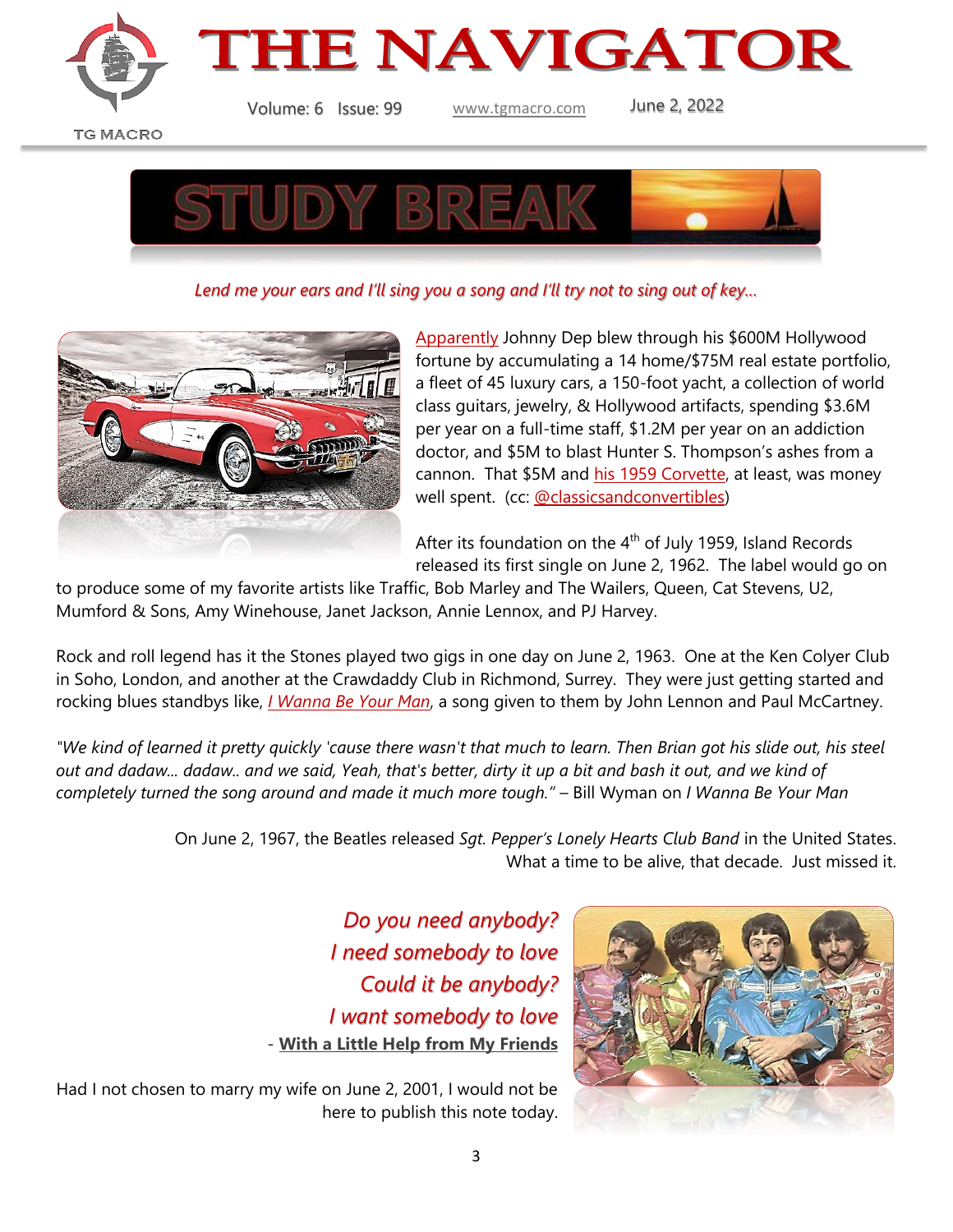# STUDY BREAK

*Lend me your ears and I'll sing you a song and I'll try not to sing out of key...*

Apparently Johnny Dep blew through his $600M Hollywood fortune by accumulating a 14 home/$75M real estate portfolio, a fleet of 45 luxury cars, a 150-foot yacht, a collection of world class guitars, jewelry, & Hollywood artifacts, spending $3.6M per year on a full-time staff, $1.2M per year on an addiction doctor, and $5M to blast Hunter S. Thompson's ashes from a cannon. That $5M and his 1959 Corvette, at least, was money well spent. (cc: @classicsandconvertibles)

After its foundation on the 4th of July 1959, Island Records released its first single on June 2, 1962. The label would go on to produce some of my favorite artists like Traffic, Bob Marley and The Wailers, Queen, Cat Stevens, U2, Mumford & Sons, Amy Winehouse, Janet Jackson, Annie Lennox, and PJ Harvey.

Rock and roll legend has it the Stones played two gigs in one day on June 2, 1963. One at the Ken Colyer Club in Soho, London, and another at the Crawdaddy Club in Richmond, Surrey. They were just getting started and rocking blues standbys like, *I Wanna Be Your Man*, a song given to them by John Lennon and Paul McCartney.

*"We kind of learned it pretty quickly 'cause there wasn't that much to learn. Then Brian got his slide out, his steel out and dadaw... dadaw.. and we said, Yeah, that's better, dirty it up a bit and bash it out, and we kind of completely turned the song around and made it much more tough."* – Bill Wyman on *I Wanna Be Your Man*

On June 2, 1967, the Beatles released *Sgt. Pepper's Lonely Hearts Club Band* in the United States. What a time to be alive, that decade. Just missed it.

*Do you need anybody?*
*I need somebody to love*
*Could it be anybody?*
*I want somebody to love*
\- **With a Little Help from My Friends**

Had I not chosen to marry my wife on June 2, 2001, I would not be here to publish this note today.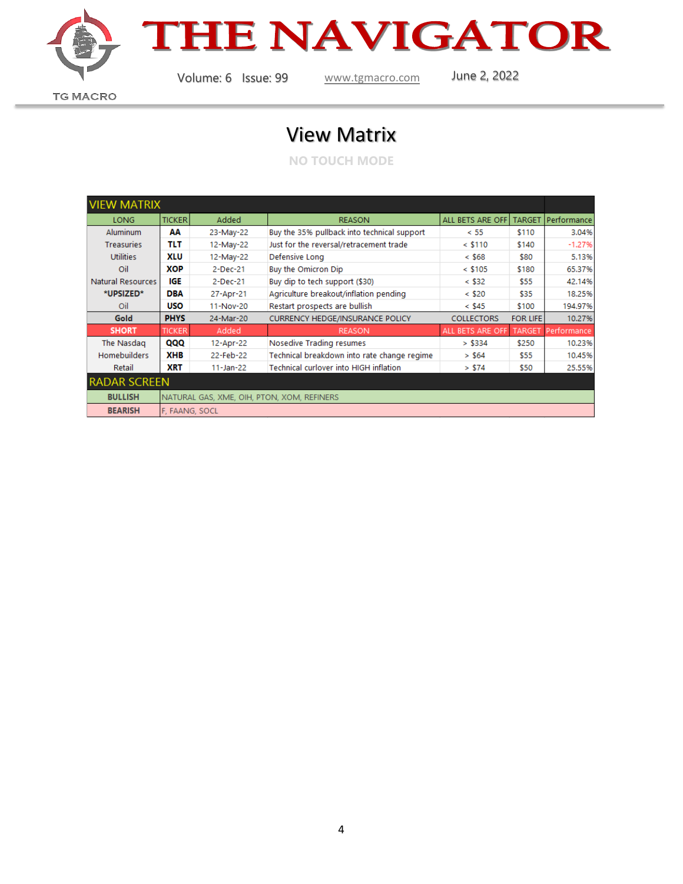# View Matrix

NO TOUCH MODE

| VIEW MATRIX | | | | | | |
|---|---|---|---|---|---|---|
| LONG | TICKER | Added | REASON | ALL BETS ARE OFF | TARGET | Performance |
| Aluminum | **AA** | 23-May-22 | Buy the 35% pullback into technical support | < 55 | $110 | 3.04% |
| Treasuries | **TLT** | 12-May-22 | Just for the reversal/retracement trade | < $110 | $140 | -1.27% |
| Utilities | **XLU** | 12-May-22 | Defensive Long | < $68 | $80 | 5.13% |
| Oil | **XOP** | 2-Dec-21 | Buy the Omicron Dip | < $105 | $180 | 65.37% |
| Natural Resources | **IGE** | 2-Dec-21 | Buy dip to tech support ($30) | < $32 | $55 | 42.14% |
| ***UPSIZED*** | **DBA** | 27-Apr-21 | Agriculture breakout/inflation pending | < $20 | $35 | 18.25% |
| Oil | **USO** | 11-Nov-20 | Restart prospects are bullish | < $45 | $100 | 194.97% |
| **Gold** | **PHYS** | 24-Mar-20 | CURRENCY HEDGE/INSURANCE POLICY | COLLECTORS | FOR LIFE | 10.27% |
| **SHORT** | TICKER | Added | REASON | ALL BETS ARE OFF | TARGET | Performance |
| The Nasdaq | **QQQ** | 12-Apr-22 | Nosedive Trading resumes | > $334 | $250 | 10.23% |
| Homebuilders | **XHB** | 22-Feb-22 | Technical breakdown into rate change regime | > $64 | $55 | 10.45% |
| Retail | **XRT** | 11-Jan-22 | Technical curlover into HIGH inflation | > $74 | $50 | 25.55% |

| RADAR SCREEN | |
|---|---|
| **BULLISH** | NATURAL GAS, XME, OIH, PTON, XOM, REFINERS |
| **BEARISH** | F, FAANG, SOCL |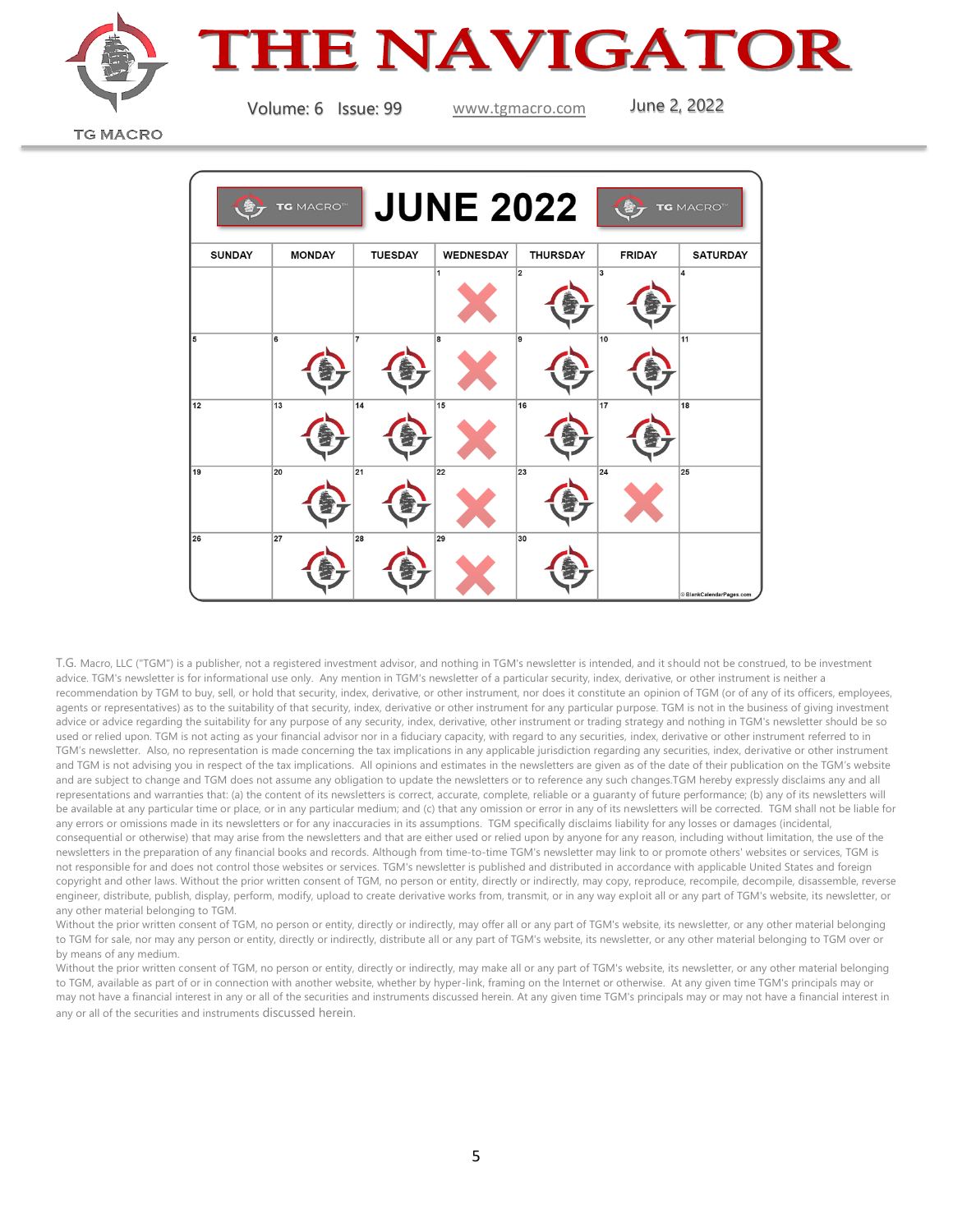## JUNE 2022

| SUNDAY | MONDAY | TUESDAY | WEDNESDAY | THURSDAY | FRIDAY | SATURDAY |
|---|---|---|---|---|---|---|
| | | | 1 X | 2 | 3 | 4 |
| 5 | 6 | 7 | 8 X | 9 | 10 | 11 |
| 12 | 13 | 14 | 15 X | 16 | 17 | 18 |
| 19 | 20 | 21 | 22 X | 23 | 24 X | 25 |
| 26 | 27 | 28 | 29 X | 30 | | © BlankCalendarPages.com |

T.G. Macro, LLC ("TGM") is a publisher, not a registered investment advisor, and nothing in TGM's newsletter is intended, and it should not be construed, to be investment advice. TGM's newsletter is for informational use only. Any mention in TGM's newsletter of a particular security, index, derivative, or other instrument is neither a recommendation by TGM to buy, sell, or hold that security, index, derivative, or other instrument, nor does it constitute an opinion of TGM (or of any of its officers, employees, agents or representatives) as to the suitability of that security, index, derivative or other instrument for any particular purpose. TGM is not in the business of giving investment advice or advice regarding the suitability for any purpose of any security, index, derivative, other instrument or trading strategy and nothing in TGM's newsletter should be so used or relied upon. TGM is not acting as your financial advisor nor in a fiduciary capacity, with regard to any securities, index, derivative or other instrument referred to in TGM's newsletter. Also, no representation is made concerning the tax implications in any applicable jurisdiction regarding any securities, index, derivative or other instrument and TGM is not advising you in respect of the tax implications. All opinions and estimates in the newsletters are given as of the date of their publication on the TGM's website and are subject to change and TGM does not assume any obligation to update the newsletters or to reference any such changes.TGM hereby expressly disclaims any and all representations and warranties that: (a) the content of its newsletters is correct, accurate, complete, reliable or a guaranty of future performance; (b) any of its newsletters will be available at any particular time or place, or in any particular medium; and (c) that any omission or error in any of its newsletters will be corrected. TGM shall not be liable for any errors or omissions made in its newsletters or for any inaccuracies in its assumptions. TGM specifically disclaims liability for any losses or damages (incidental, consequential or otherwise) that may arise from the newsletters and that are either used or relied upon by anyone for any reason, including without limitation, the use of the newsletters in the preparation of any financial books and records. Although from time-to-time TGM's newsletter may link to or promote others' websites or services, TGM is not responsible for and does not control those websites or services. TGM's newsletter is published and distributed in accordance with applicable United States and foreign copyright and other laws. Without the prior written consent of TGM, no person or entity, directly or indirectly, may copy, reproduce, recompile, decompile, disassemble, reverse engineer, distribute, publish, display, perform, modify, upload to create derivative works from, transmit, or in any way exploit all or any part of TGM's website, its newsletter, or any other material belonging to TGM.

Without the prior written consent of TGM, no person or entity, directly or indirectly, may offer all or any part of TGM's website, its newsletter, or any other material belonging to TGM for sale, nor may any person or entity, directly or indirectly, distribute all or any part of TGM's website, its newsletter, or any other material belonging to TGM over or by means of any medium.

Without the prior written consent of TGM, no person or entity, directly or indirectly, may make all or any part of TGM's website, its newsletter, or any other material belonging to TGM, available as part of or in connection with another website, whether by hyper-link, framing on the Internet or otherwise. At any given time TGM's principals may or may not have a financial interest in any or all of the securities and instruments discussed herein. At any given time TGM's principals may or may not have a financial interest in any or all of the securities and instruments discussed herein.